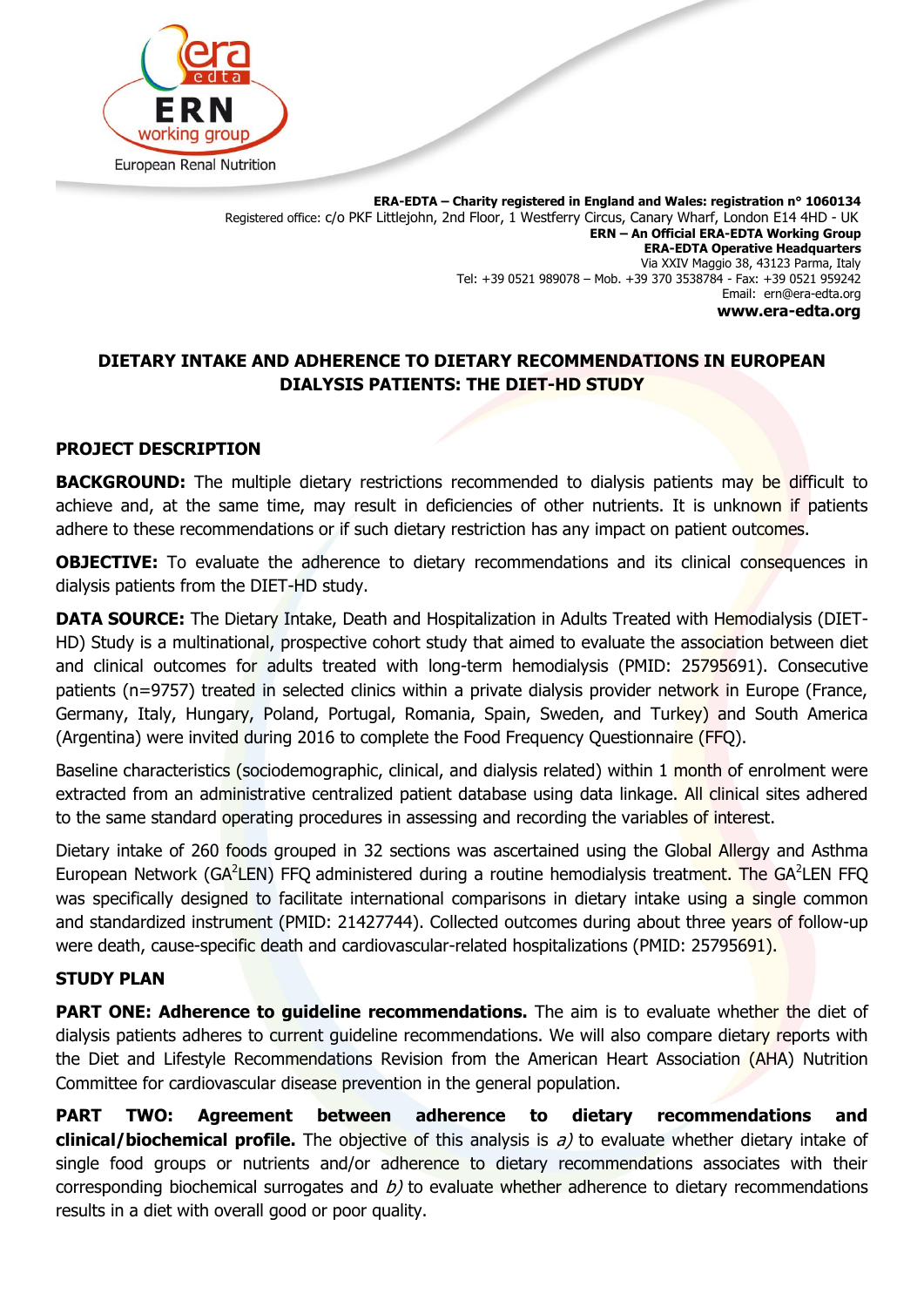era edta

ERN working group

European Renal Nutrition

**ERA-EDTA – Charity registered in England and Wales: registration n° 1060134**
Registered office: c/o PKF Littlejohn, 2nd Floor, 1 Westferry Circus, Canary Wharf, London E14 4HD - UK
**ERN – An Official ERA-EDTA Working Group**
**ERA-EDTA Operative Headquarters**
Via XXIV Maggio 38, 43123 Parma, Italy
Tel: +39 0521 989078 – Mob. +39 370 3538784 - Fax: +39 0521 959242
Email: ern@era-edta.org
**www.era-edta.org**

# DIETARY INTAKE AND ADHERENCE TO DIETARY RECOMMENDATIONS IN EUROPEAN DIALYSIS PATIENTS: THE DIET-HD STUDY

## PROJECT DESCRIPTION

**BACKGROUND:** The multiple dietary restrictions recommended to dialysis patients may be difficult to achieve and, at the same time, may result in deficiencies of other nutrients. It is unknown if patients adhere to these recommendations or if such dietary restriction has any impact on patient outcomes.

**OBJECTIVE:** To evaluate the adherence to dietary recommendations and its clinical consequences in dialysis patients from the DIET-HD study.

**DATA SOURCE:** The Dietary Intake, Death and Hospitalization in Adults Treated with Hemodialysis (DIET-HD) Study is a multinational, prospective cohort study that aimed to evaluate the association between diet and clinical outcomes for adults treated with long-term hemodialysis (PMID: 25795691). Consecutive patients (n=9757) treated in selected clinics within a private dialysis provider network in Europe (France, Germany, Italy, Hungary, Poland, Portugal, Romania, Spain, Sweden, and Turkey) and South America (Argentina) were invited during 2016 to complete the Food Frequency Questionnaire (FFQ).

Baseline characteristics (sociodemographic, clinical, and dialysis related) within 1 month of enrolment were extracted from an administrative centralized patient database using data linkage. All clinical sites adhered to the same standard operating procedures in assessing and recording the variables of interest.

Dietary intake of 260 foods grouped in 32 sections was ascertained using the Global Allergy and Asthma European Network (GA$^2$LEN) FFQ administered during a routine hemodialysis treatment. The GA$^2$LEN FFQ was specifically designed to facilitate international comparisons in dietary intake using a single common and standardized instrument (PMID: 21427744). Collected outcomes during about three years of follow-up were death, cause-specific death and cardiovascular-related hospitalizations (PMID: 25795691).

## STUDY PLAN

**PART ONE: Adherence to guideline recommendations.** The aim is to evaluate whether the diet of dialysis patients adheres to current guideline recommendations. We will also compare dietary reports with the Diet and Lifestyle Recommendations Revision from the American Heart Association (AHA) Nutrition Committee for cardiovascular disease prevention in the general population.

**PART TWO: Agreement between adherence to dietary recommendations and clinical/biochemical profile.** The objective of this analysis is *a)* to evaluate whether dietary intake of single food groups or nutrients and/or adherence to dietary recommendations associates with their corresponding biochemical surrogates and *b)* to evaluate whether adherence to dietary recommendations results in a diet with overall good or poor quality.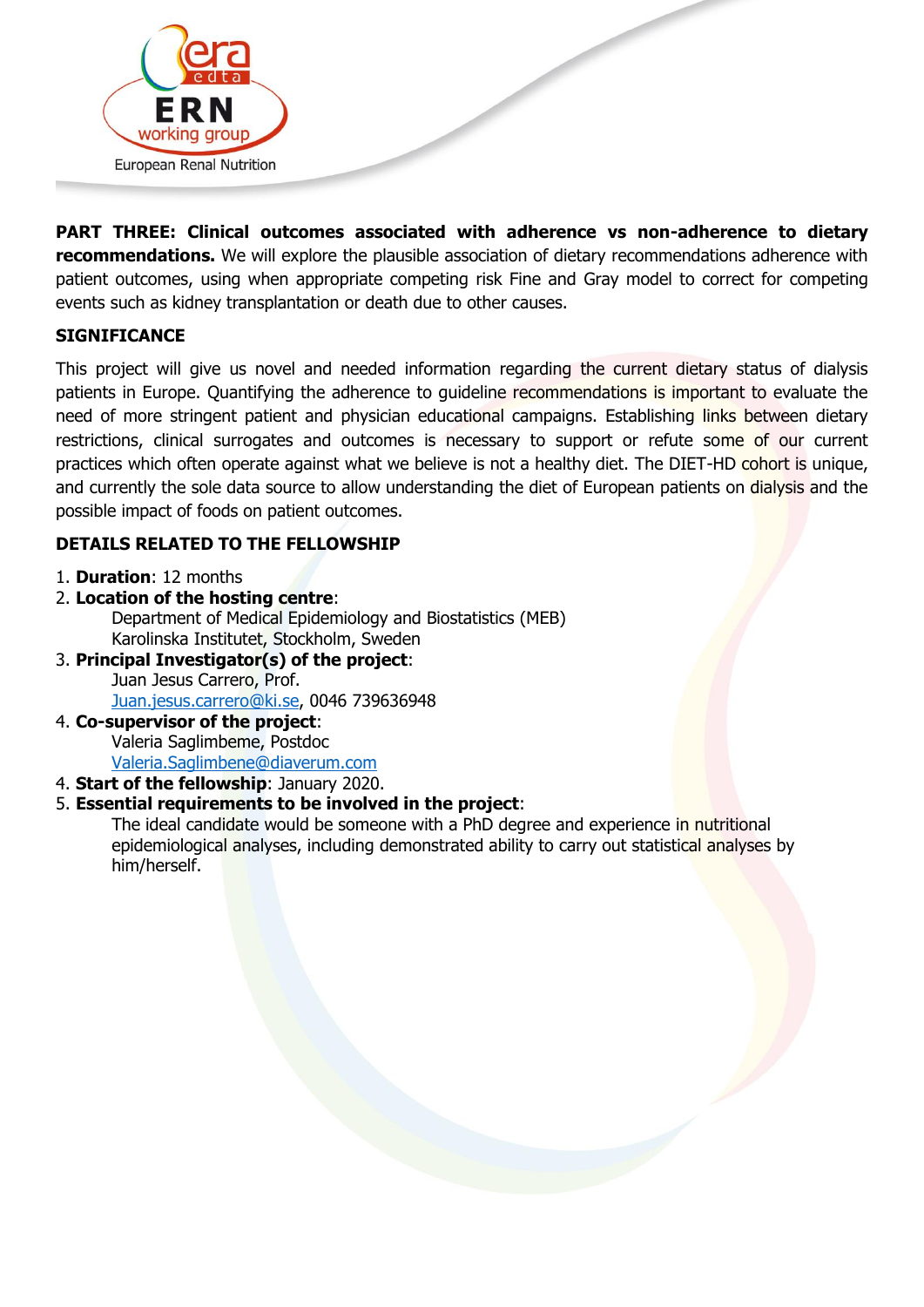**PART THREE: Clinical outcomes associated with adherence vs non-adherence to dietary recommendations.** We will explore the plausible association of dietary recommendations adherence with patient outcomes, using when appropriate competing risk Fine and Gray model to correct for competing events such as kidney transplantation or death due to other causes.

## SIGNIFICANCE

This project will give us novel and needed information regarding the current dietary status of dialysis patients in Europe. Quantifying the adherence to guideline recommendations is important to evaluate the need of more stringent patient and physician educational campaigns. Establishing links between dietary restrictions, clinical surrogates and outcomes is necessary to support or refute some of our current practices which often operate against what we believe is not a healthy diet. The DIET-HD cohort is unique, and currently the sole data source to allow understanding the diet of European patients on dialysis and the possible impact of foods on patient outcomes.

## DETAILS RELATED TO THE FELLOWSHIP

1. **Duration**: 12 months
2. **Location of the hosting centre**:
   Department of Medical Epidemiology and Biostatistics (MEB)
   Karolinska Institutet, Stockholm, Sweden
3. **Principal Investigator(s) of the project**:
   Juan Jesus Carrero, Prof.
   Juan.jesus.carrero@ki.se, 0046 739636948
4. **Co-supervisor of the project**:
   Valeria Saglimbeme, Postdoc
   Valeria.Saglimbene@diaverum.com
4. **Start of the fellowship**: January 2020.
5. **Essential requirements to be involved in the project**:
   The ideal candidate would be someone with a PhD degree and experience in nutritional epidemiological analyses, including demonstrated ability to carry out statistical analyses by him/herself.